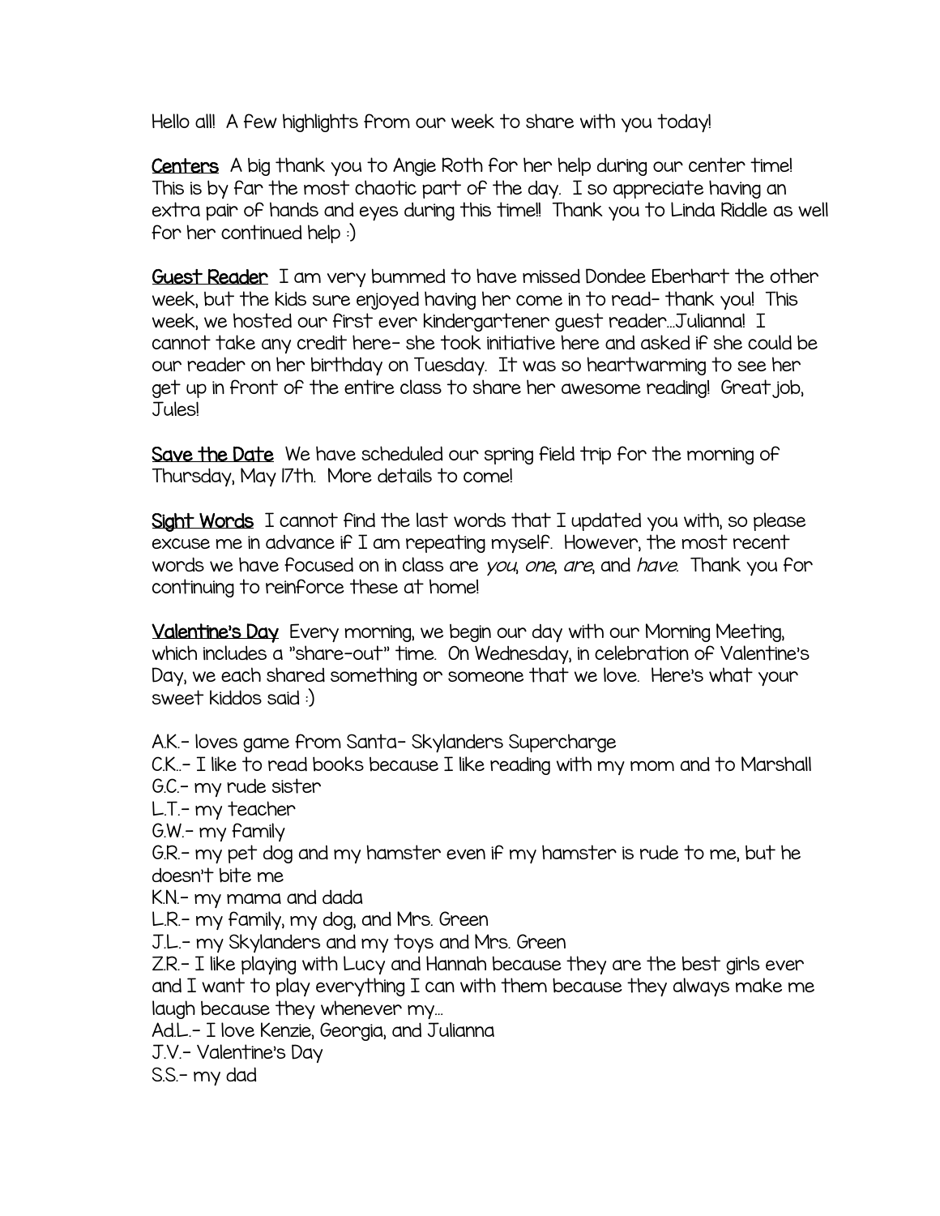Hello all! A few highlights from our week to share with you today!

**Centers** A big thank you to Angie Roth for her help during our center time! This is by far the most chaotic part of the day. I so appreciate having an extra pair of hands and eyes during this time!! Thank you to Linda Riddle as well for her continued help :)

**Guest Reader** I am very bummed to have missed Dondee Eberhart the other week, but the kids sure enjoyed having her come in to read- thank you! This week, we hosted our first ever kindergartener guest reader…Julianna! I cannot take any credit here- she took initiative here and asked if she could be our reader on her birthday on Tuesday. It was so heartwarming to see her get up in front of the entire class to share her awesome reading! Great job, Jules!

**Save the Date** We have scheduled our spring field trip for the morning of Thursday, May 17th. More details to come!

**Sight Words** I cannot find the last words that I updated you with, so please excuse me in advance if I am repeating myself. However, the most recent words we have focused on in class are *you*, *one*, *are*, and *have*. Thank you for continuing to reinforce these at home!

**Valentine's Day** Every morning, we begin our day with our Morning Meeting, which includes a "share-out" time. On Wednesday, in celebration of Valentine's Day, we each shared something or someone that we love. Here's what your sweet kiddos said :)

A.K.- loves game from Santa- Skylanders Supercharge
C.K..- I like to read books because I like reading with my mom and to Marshall
G.C.- my rude sister
L.T.- my teacher
G.W.- my family
G.R.- my pet dog and my hamster even if my hamster is rude to me, but he doesn't bite me
K.N.- my mama and dada
L.R.- my family, my dog, and Mrs. Green
J.L.- my Skylanders and my toys and Mrs. Green
Z.R.- I like playing with Lucy and Hannah because they are the best girls ever and I want to play everything I can with them because they always make me laugh because they whenever my…
Ad.L.- I love Kenzie, Georgia, and Julianna
J.V.- Valentine's Day
S.S.- my dad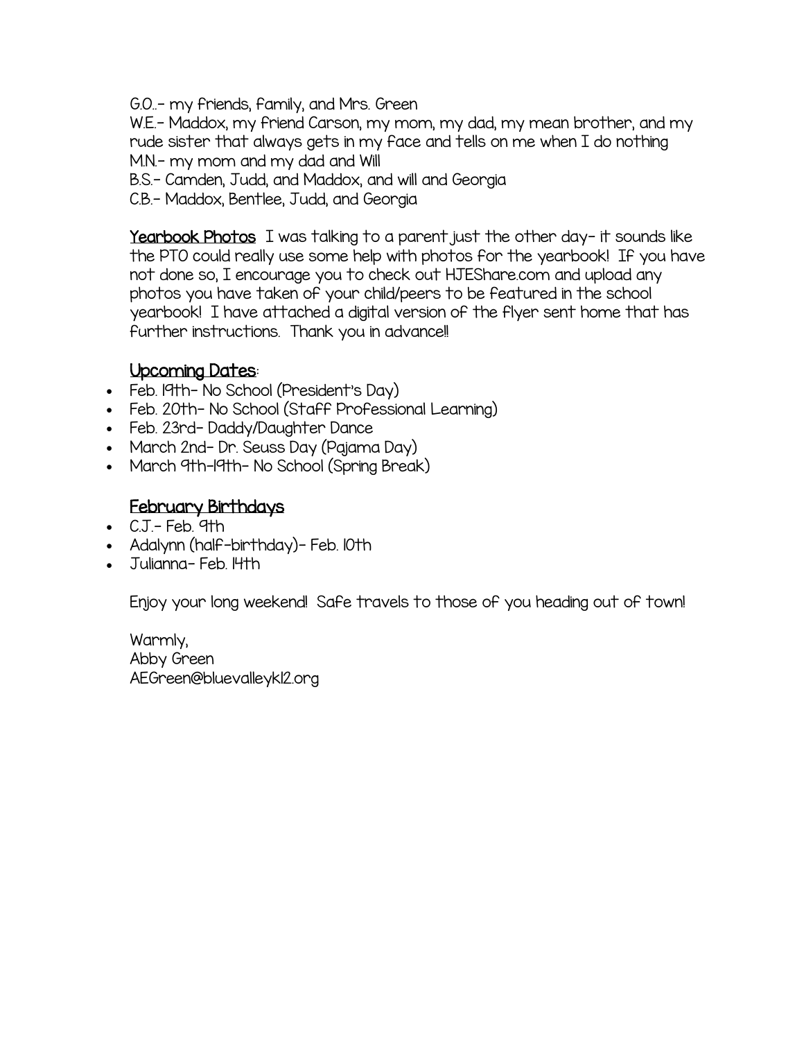G.O..- my friends, family, and Mrs. Green
W.E.- Maddox, my friend Carson, my mom, my dad, my mean brother, and my rude sister that always gets in my face and tells on me when I do nothing
M.N.- my mom and my dad and Will
B.S.- Camden, Judd, and Maddox, and will and Georgia
C.B.- Maddox, Bentlee, Judd, and Georgia

<u>**Yearbook Photos**</u> I was talking to a parent just the other day- it sounds like the PTO could really use some help with photos for the yearbook! If you have not done so, I encourage you to check out HJEShare.com and upload any photos you have taken of your child/peers to be featured in the school yearbook! I have attached a digital version of the flyer sent home that has further instructions. Thank you in advance!!

## <u>Upcoming Dates</u>:

- Feb. 19th- No School (President's Day)
- Feb. 20th- No School (Staff Professional Learning)
- Feb. 23rd- Daddy/Daughter Dance
- March 2nd- Dr. Seuss Day (Pajama Day)
- March 9th-19th- No School (Spring Break)

## <u>February Birthdays</u>

- C.J.- Feb. 9th
- Adalynn (half-birthday)- Feb. 10th
- Julianna- Feb. 14th

Enjoy your long weekend! Safe travels to those of you heading out of town!

Warmly,
Abby Green
AEGreen@bluevalleyk12.org